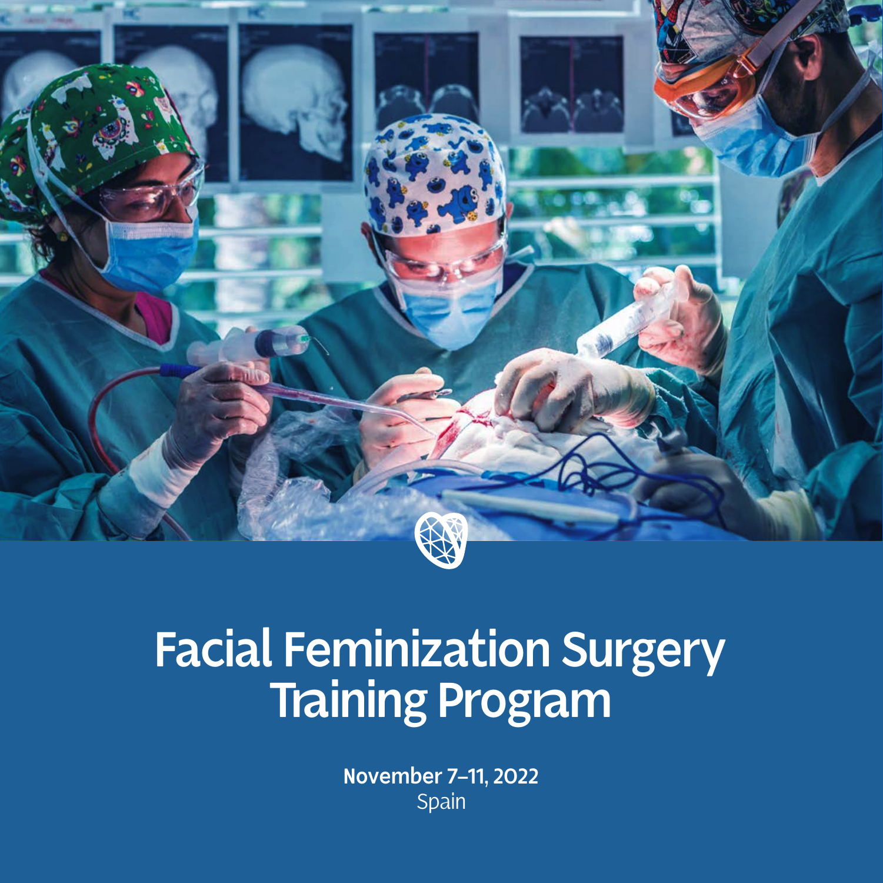# Facial Feminization Surgery Training Program

**November 7–11, 2022**
Spain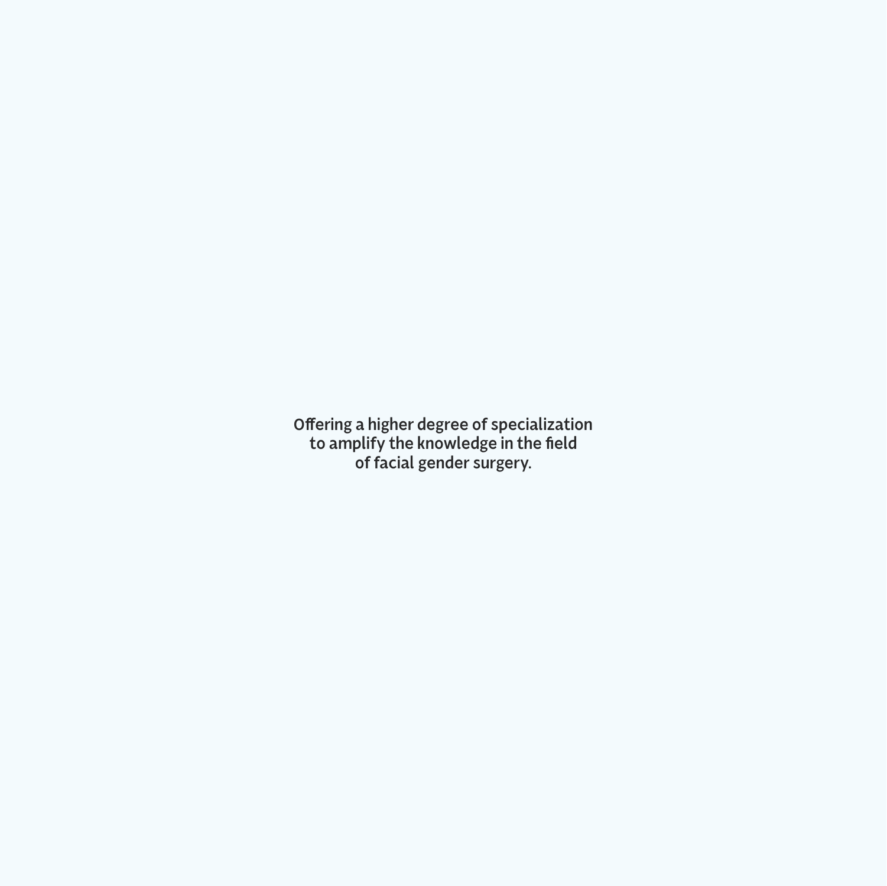**Offering a higher degree of specialization to amplify the knowledge in the field of facial gender surgery.**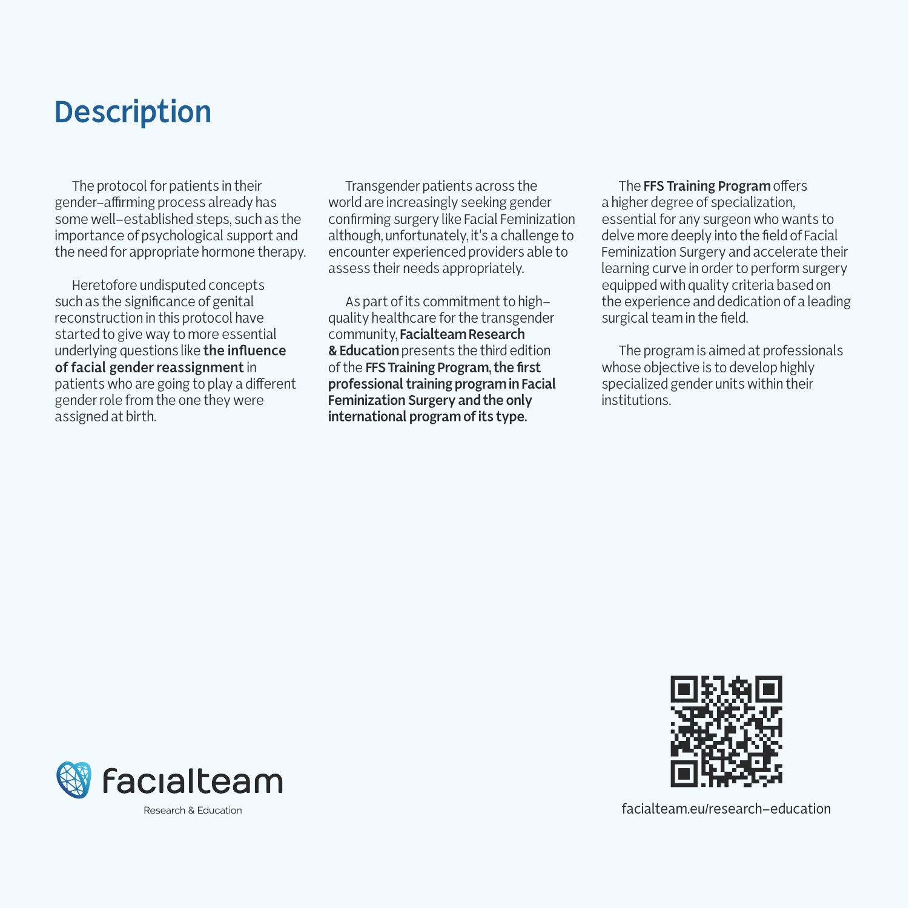# Description

The protocol for patients in their gender–affirming process already has some well–established steps, such as the importance of psychological support and the need for appropriate hormone therapy.

Heretofore undisputed concepts such as the significance of genital reconstruction in this protocol have started to give way to more essential underlying questions like **the influence of facial gender reassignment** in patients who are going to play a different gender role from the one they were assigned at birth.

Transgender patients across the world are increasingly seeking gender confirming surgery like Facial Feminization although, unfortunately, it's a challenge to encounter experienced providers able to assess their needs appropriately.

As part of its commitment to high–quality healthcare for the transgender community, **Facialteam Research & Education** presents the third edition of the **FFS Training Program, the first professional training program in Facial Feminization Surgery and the only international program of its type.**

The **FFS Training Program** offers a higher degree of specialization, essential for any surgeon who wants to delve more deeply into the field of Facial Feminization Surgery and accelerate their learning curve in order to perform surgery equipped with quality criteria based on the experience and dedication of a leading surgical team in the field.

The program is aimed at professionals whose objective is to develop highly specialized gender units within their institutions.

facialteam

Research & Education

facialteam.eu/research–education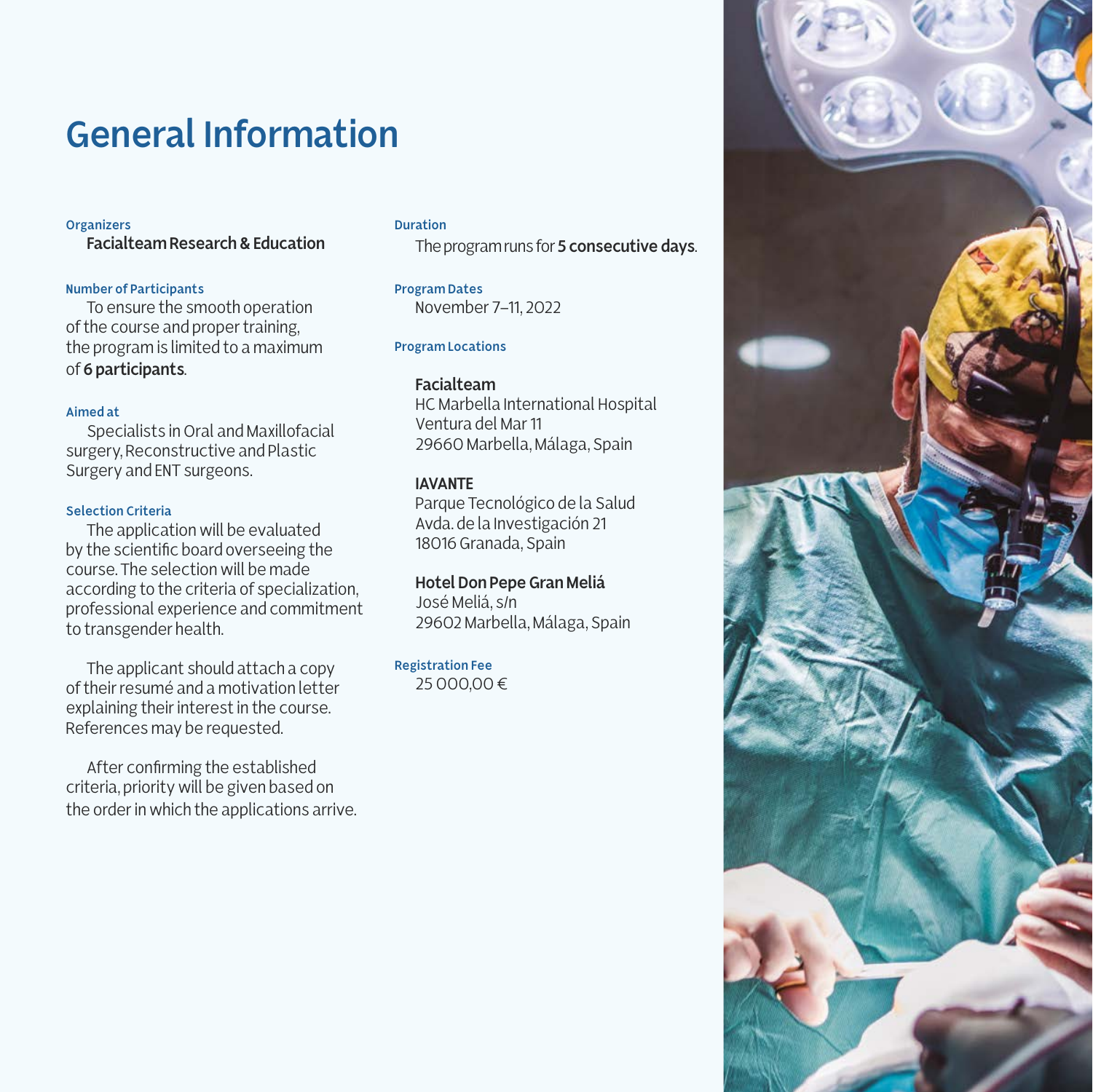# General Information

### Organizers

**Facialteam Research & Education**

### Number of Participants

To ensure the smooth operation of the course and proper training, the program is limited to a maximum of **6 participants**.

### Aimed at

Specialists in Oral and Maxillofacial surgery, Reconstructive and Plastic Surgery and ENT surgeons.

### Selection Criteria

The application will be evaluated by the scientific board overseeing the course. The selection will be made according to the criteria of specialization, professional experience and commitment to transgender health.

The applicant should attach a copy of their resumé and a motivation letter explaining their interest in the course. References may be requested.

After confirming the established criteria, priority will be given based on the order in which the applications arrive.

### Duration

The program runs for **5 consecutive days**.

### Program Dates

November 7–11, 2022

### Program Locations

**Facialteam**
HC Marbella International Hospital
Ventura del Mar 11
29660 Marbella, Málaga, Spain

**IAVANTE**
Parque Tecnológico de la Salud
Avda. de la Investigación 21
18016 Granada, Spain

**Hotel Don Pepe Gran Meliá**
José Meliá, s/n
29602 Marbella, Málaga, Spain

### Registration Fee

25 000,00 €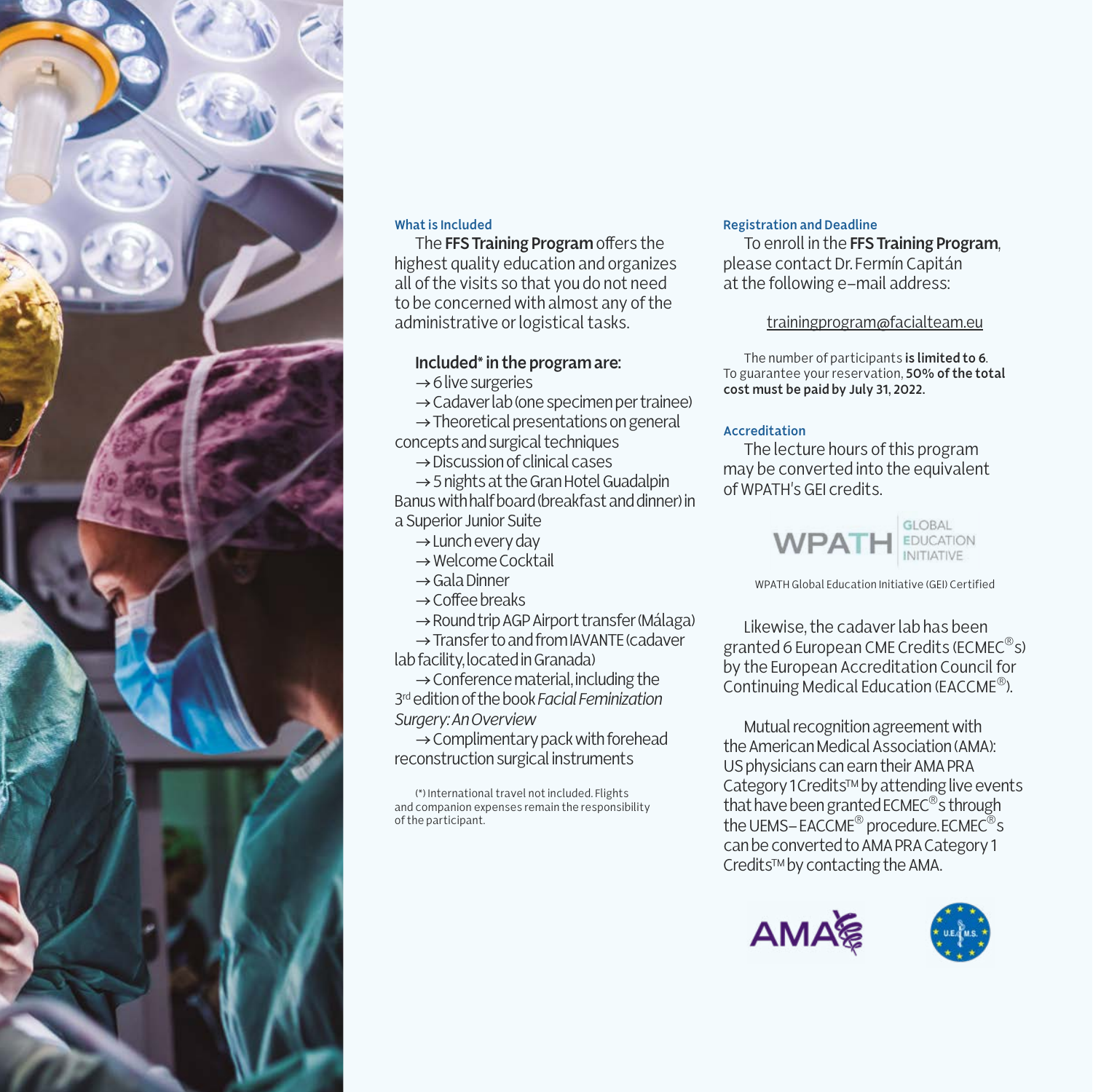## What is Included

The **FFS Training Program** offers the highest quality education and organizes all of the visits so that you do not need to be concerned with almost any of the administrative or logistical tasks.

**Included* in the program are:**

→ 6 live surgeries
→ Cadaver lab (one specimen per trainee)
→ Theoretical presentations on general concepts and surgical techniques
→ Discussion of clinical cases
→ 5 nights at the Gran Hotel Guadalpin Banus with half board (breakfast and dinner) in a Superior Junior Suite
→ Lunch every day
→ Welcome Cocktail
→ Gala Dinner
→ Coffee breaks
→ Round trip AGP Airport transfer (Málaga)
→ Transfer to and from IAVANTE (cadaver lab facility, located in Granada)
→ Conference material, including the 3rd edition of the book *Facial Feminization Surgery: An Overview*
→ Complimentary pack with forehead reconstruction surgical instruments

(*) International travel not included. Flights and companion expenses remain the responsibility of the participant.

## Registration and Deadline

To enroll in the **FFS Training Program**, please contact Dr. Fermín Capitán at the following e-mail address:

trainingprogram@facialteam.eu

The number of participants **is limited to 6**. To guarantee your reservation, **50% of the total cost must be paid by July 31, 2022.**

## Accreditation

The lecture hours of this program may be converted into the equivalent of WPATH's GEI credits.

WPATH GLOBAL EDUCATION INITIATIVE

WPATH Global Education Initiative (GEI) Certified

Likewise, the cadaver lab has been granted 6 European CME Credits (ECMEC®s) by the European Accreditation Council for Continuing Medical Education (EACCME®).

Mutual recognition agreement with the American Medical Association (AMA): US physicians can earn their AMA PRA Category 1 Credits™ by attending live events that have been granted ECMEC®s through the UEMS–EACCME® procedure. ECMEC®s can be converted to AMA PRA Category 1 Credits™ by contacting the AMA.

AMA

U.E.M.S.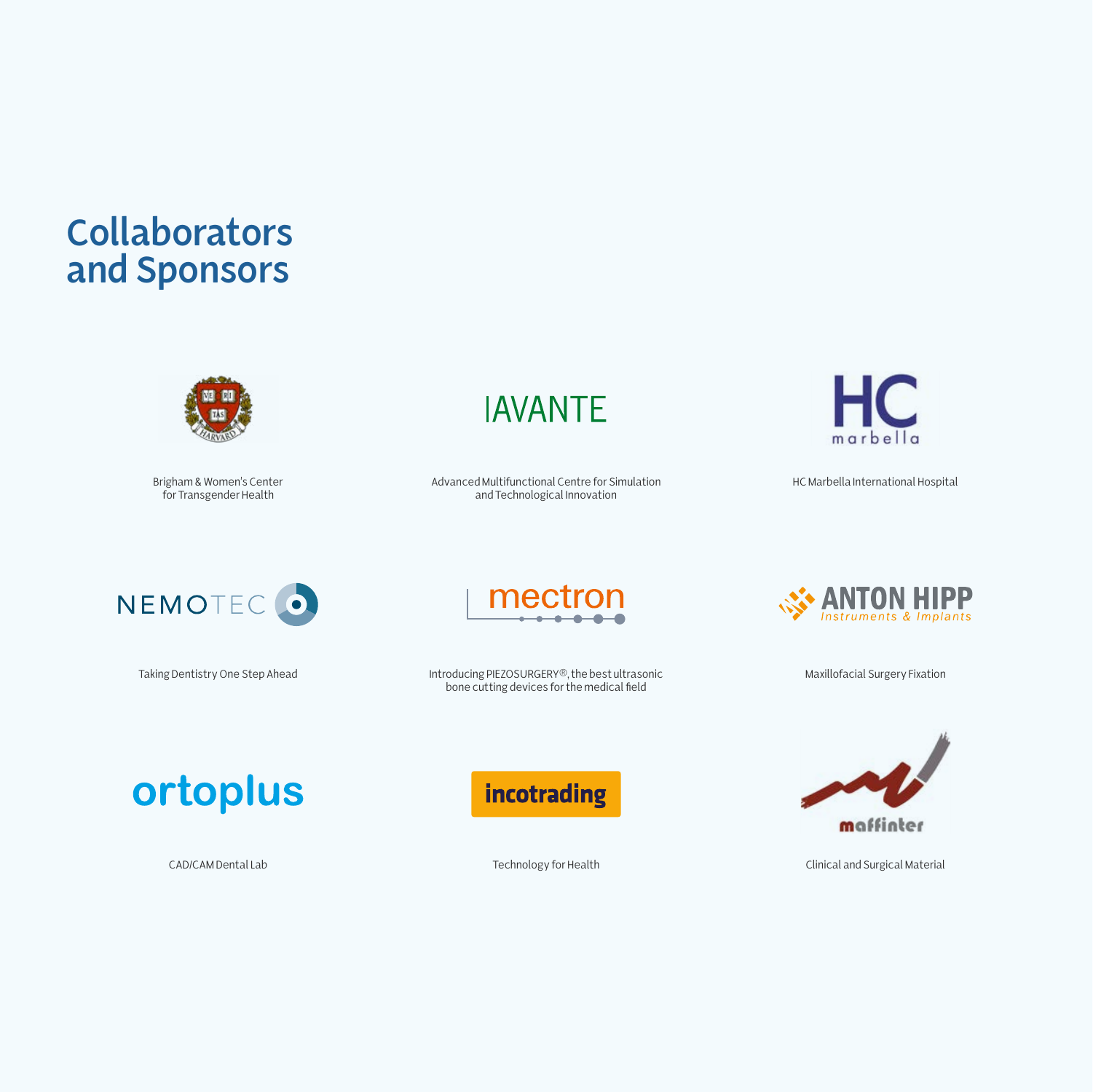# Collaborators and Sponsors

Brigham & Women's Center for Transgender Health

IAVANTE

Advanced Multifunctional Centre for Simulation and Technological Innovation

HC marbella

HC Marbella International Hospital

NEMOTEC

Taking Dentistry One Step Ahead

mectron

Introducing PIEZOSURGERY®, the best ultrasonic bone cutting devices for the medical field

ANTON HIPP Instruments & Implants

Maxillofacial Surgery Fixation

ortoplus

CAD/CAM Dental Lab

incotrading

Technology for Health

maffinter

Clinical and Surgical Material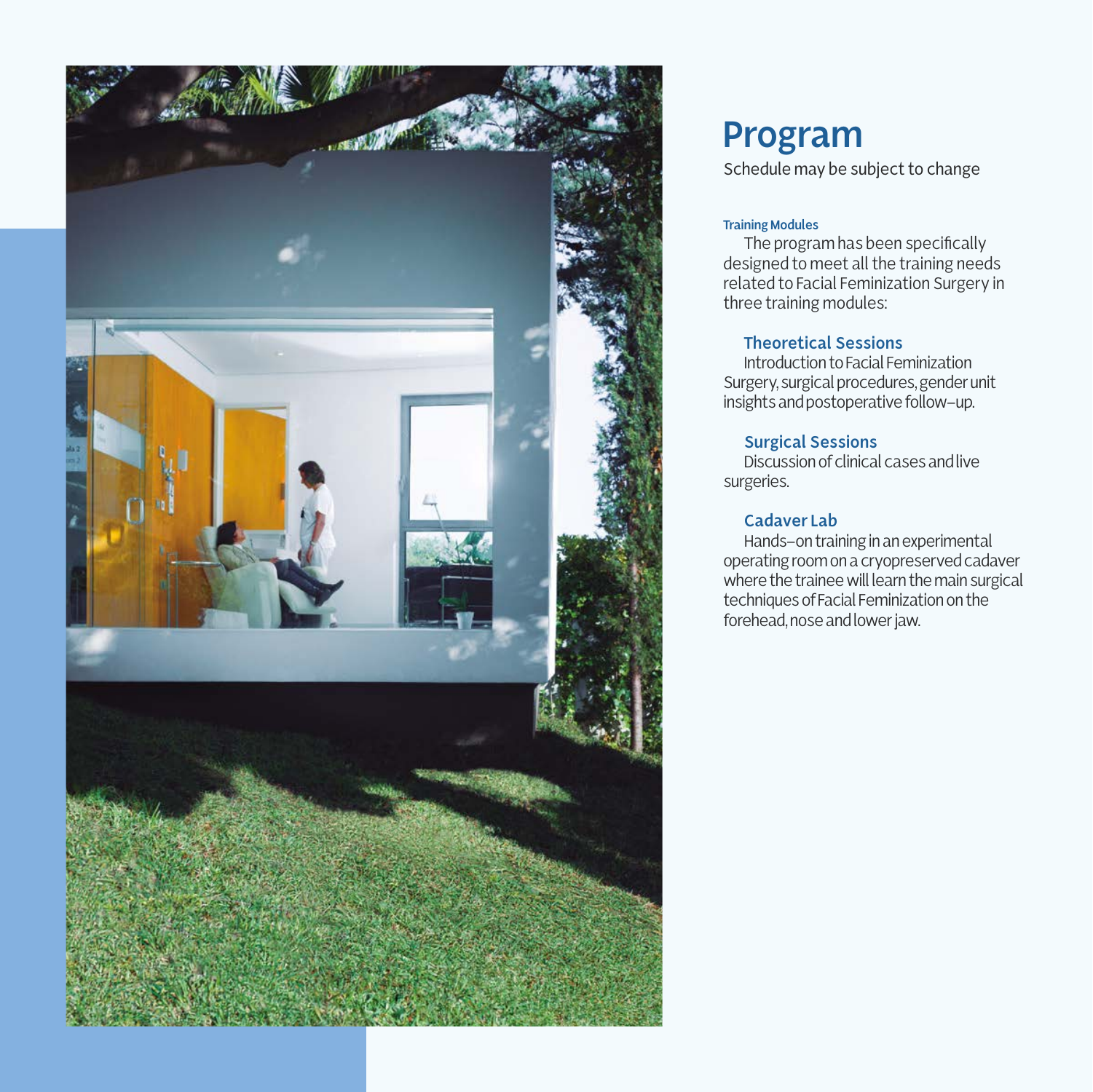# Program

Schedule may be subject to change

### Training Modules

The program has been specifically designed to meet all the training needs related to Facial Feminization Surgery in three training modules:

## Theoretical Sessions

Introduction to Facial Feminization Surgery, surgical procedures, gender unit insights and postoperative follow–up.

## Surgical Sessions

Discussion of clinical cases and live surgeries.

## Cadaver Lab

Hands–on training in an experimental operating room on a cryopreserved cadaver where the trainee will learn the main surgical techniques of Facial Feminization on the forehead, nose and lower jaw.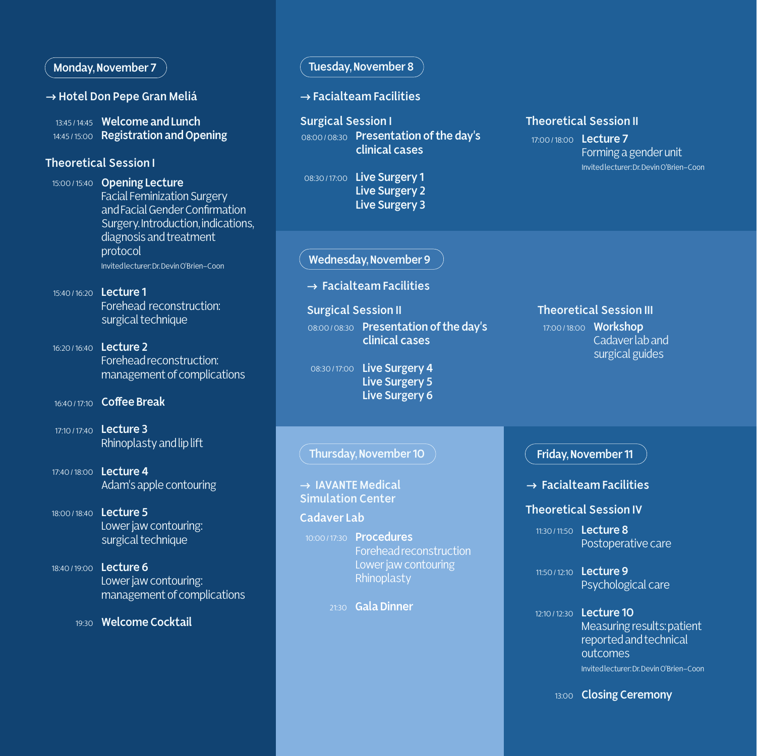## Monday, November 7

→ Hotel Don Pepe Gran Meliá

13:45 / 14:45 **Welcome and Lunch**
14:45 / 15:00 **Registration and Opening**

### Theoretical Session I

15:00 / 15:40 **Opening Lecture**
Facial Feminization Surgery and Facial Gender Confirmation Surgery. Introduction, indications, diagnosis and treatment protocol
Invited lecturer: Dr. Devin O'Brien–Coon

15:40 / 16:20 **Lecture 1**
Forehead reconstruction: surgical technique

16:20 / 16:40 **Lecture 2**
Forehead reconstruction: management of complications

16:40 / 17:10 **Coffee Break**

17:10 / 17:40 **Lecture 3**
Rhinoplasty and lip lift

17:40 / 18:00 **Lecture 4**
Adam's apple contouring

18:00 / 18:40 **Lecture 5**
Lower jaw contouring: surgical technique

18:40 / 19:00 **Lecture 6**
Lower jaw contouring: management of complications

19:30 **Welcome Cocktail**

## Tuesday, November 8

→ Facialteam Facilities

### Surgical Session I

08:00 / 08:30 **Presentation of the day's clinical cases**

08:30 / 17:00 **Live Surgery 1**
**Live Surgery 2**
**Live Surgery 3**

### Theoretical Session II

17:00 / 18:00 **Lecture 7**
Forming a gender unit
Invited lecturer: Dr. Devin O'Brien–Coon

## Wednesday, November 9

→ Facialteam Facilities

### Surgical Session II

08:00 / 08:30 **Presentation of the day's clinical cases**

08:30 / 17:00 **Live Surgery 4**
**Live Surgery 5**
**Live Surgery 6**

### Theoretical Session III

17:00 / 18:00 **Workshop**
Cadaver lab and surgical guides

## Thursday, November 10

→ IAVANTE Medical Simulation Center

### Cadaver Lab

10:00 / 17:30 **Procedures**
Forehead reconstruction
Lower jaw contouring
Rhinoplasty

21:30 **Gala Dinner**

## Friday, November 11

→ Facialteam Facilities

### Theoretical Session IV

11:30 / 11:50 **Lecture 8**
Postoperative care

11:50 / 12:10 **Lecture 9**
Psychological care

12:10 / 12:30 **Lecture 10**
Measuring results: patient reported and technical outcomes
Invited lecturer: Dr. Devin O'Brien–Coon

13:00 **Closing Ceremony**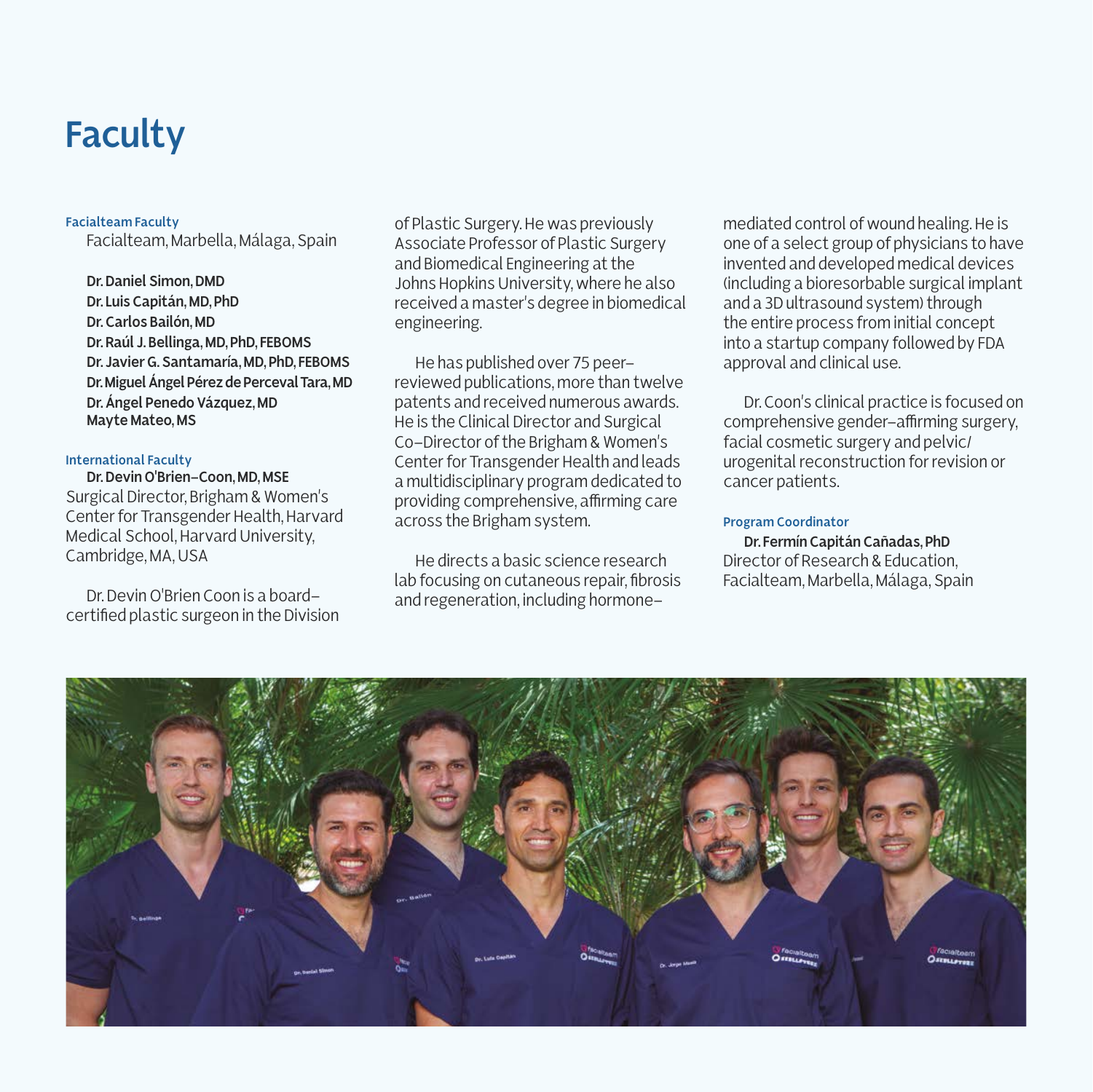# Faculty

**Facialteam Faculty**

Facialteam, Marbella, Málaga, Spain

**Dr. Daniel Simon, DMD**
**Dr. Luis Capitán, MD, PhD**
**Dr. Carlos Bailón, MD**
**Dr. Raúl J. Bellinga, MD, PhD, FEBOMS**
**Dr. Javier G. Santamaría, MD, PhD, FEBOMS**
**Dr. Miguel Ángel Pérez de Perceval Tara, MD**
**Dr. Ángel Penedo Vázquez, MD**
**Mayte Mateo, MS**

**International Faculty**

**Dr. Devin O'Brien–Coon, MD, MSE**
Surgical Director, Brigham & Women's Center for Transgender Health, Harvard Medical School, Harvard University, Cambridge, MA, USA

Dr. Devin O'Brien Coon is a board–certified plastic surgeon in the Division of Plastic Surgery. He was previously Associate Professor of Plastic Surgery and Biomedical Engineering at the Johns Hopkins University, where he also received a master's degree in biomedical engineering.

He has published over 75 peer–reviewed publications, more than twelve patents and received numerous awards. He is the Clinical Director and Surgical Co–Director of the Brigham & Women's Center for Transgender Health and leads a multidisciplinary program dedicated to providing comprehensive, affirming care across the Brigham system.

He directs a basic science research lab focusing on cutaneous repair, fibrosis and regeneration, including hormone–mediated control of wound healing. He is one of a select group of physicians to have invented and developed medical devices (including a bioresorbable surgical implant and a 3D ultrasound system) through the entire process from initial concept into a startup company followed by FDA approval and clinical use.

Dr. Coon's clinical practice is focused on comprehensive gender–affirming surgery, facial cosmetic surgery and pelvic/urogenital reconstruction for revision or cancer patients.

**Program Coordinator**

**Dr. Fermín Capitán Cañadas, PhD**
Director of Research & Education, Facialteam, Marbella, Málaga, Spain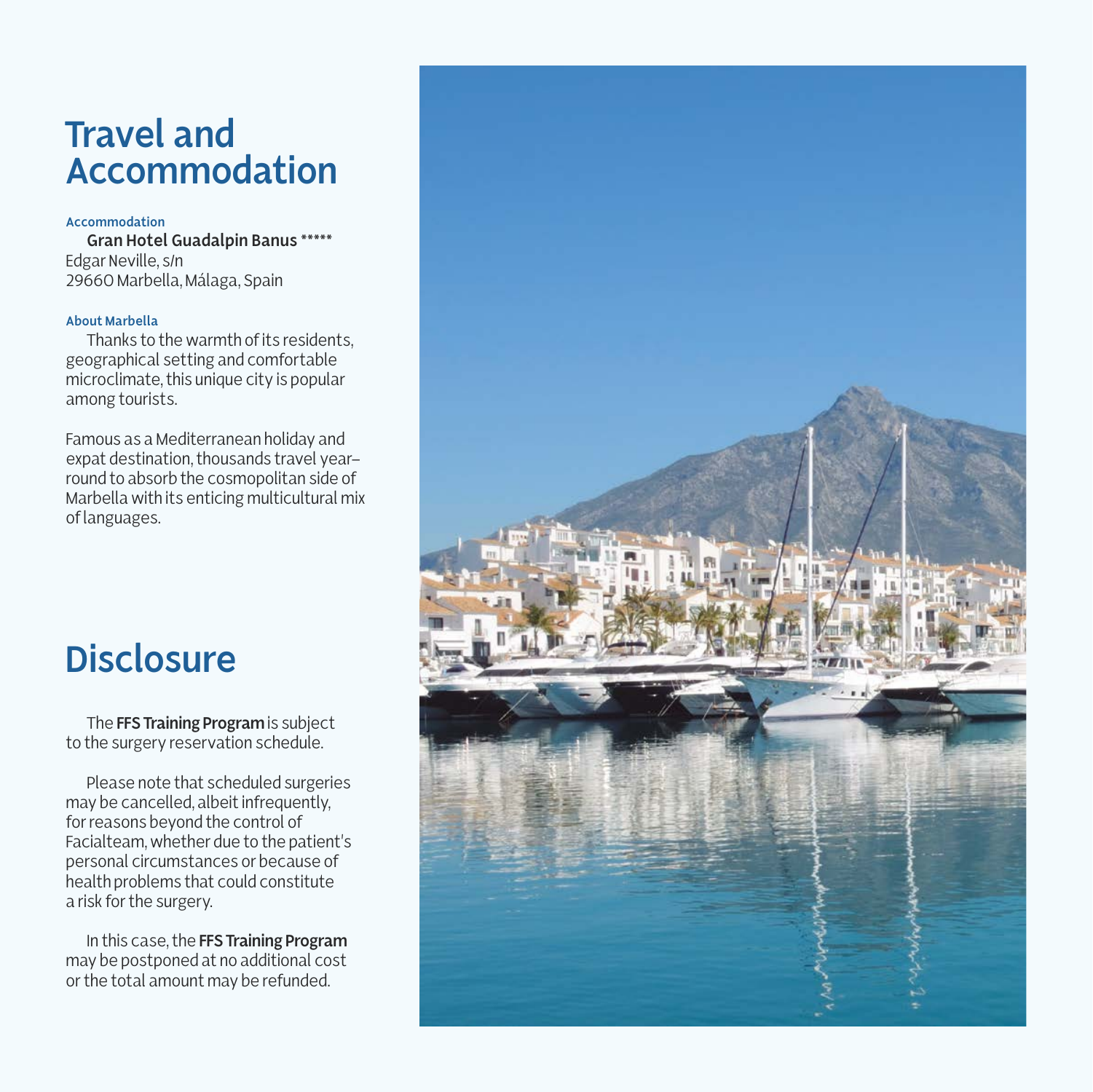# Travel and Accommodation

### Accommodation

**Gran Hotel Guadalpin Banus** *****
Edgar Neville, s/n
29660 Marbella, Málaga, Spain

### About Marbella

Thanks to the warmth of its residents, geographical setting and comfortable microclimate, this unique city is popular among tourists.

Famous as a Mediterranean holiday and expat destination, thousands travel year-round to absorb the cosmopolitan side of Marbella with its enticing multicultural mix of languages.

# Disclosure

The **FFS Training Program** is subject to the surgery reservation schedule.

Please note that scheduled surgeries may be cancelled, albeit infrequently, for reasons beyond the control of Facialteam, whether due to the patient's personal circumstances or because of health problems that could constitute a risk for the surgery.

In this case, the **FFS Training Program** may be postponed at no additional cost or the total amount may be refunded.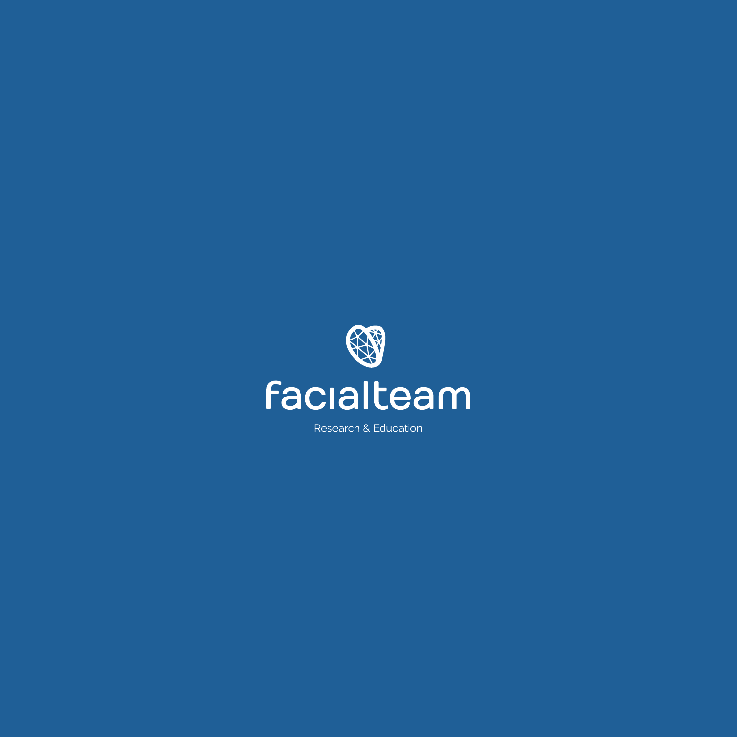facialteam

Research & Education